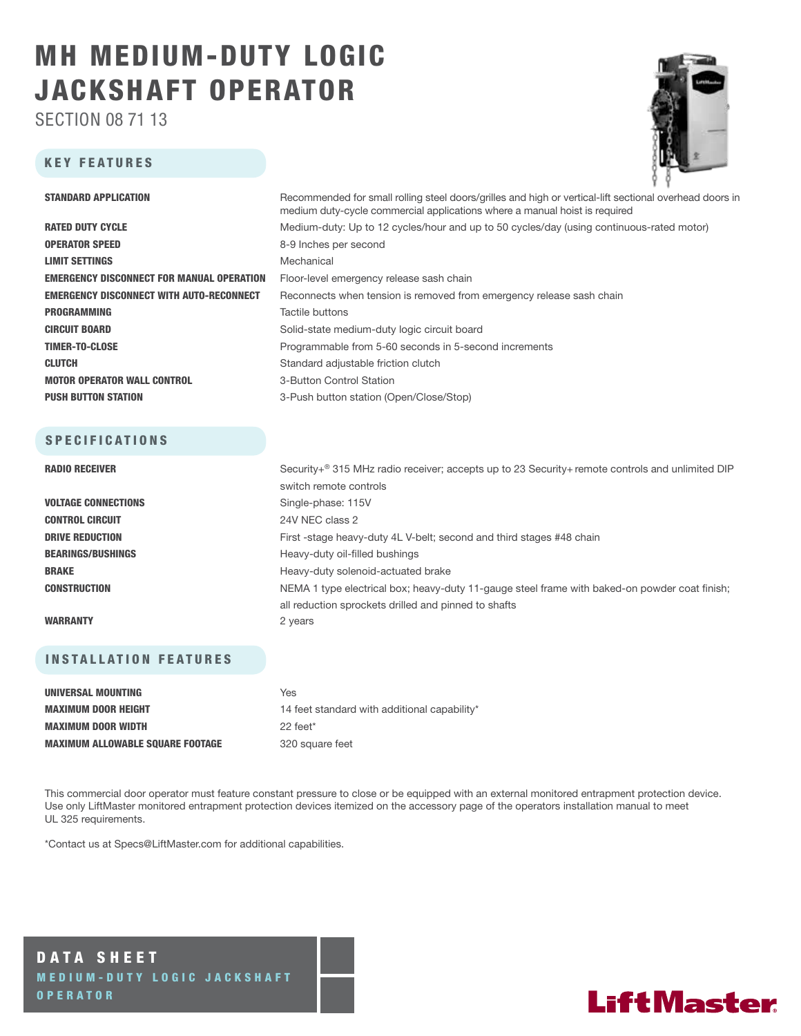# MH MEDIUM-DUTY LOGIC JACKSHAFT OPERATOR

SECTION 08 71 13

## KEY FEATURES

| | |
|---|---|
| **STANDARD APPLICATION** | Recommended for small rolling steel doors/grilles and high or vertical-lift sectional overhead doors in medium duty-cycle commercial applications where a manual hoist is required |
| **RATED DUTY CYCLE** | Medium-duty: Up to 12 cycles/hour and up to 50 cycles/day (using continuous-rated motor) |
| **OPERATOR SPEED** | 8-9 Inches per second |
| **LIMIT SETTINGS** | Mechanical |
| **EMERGENCY DISCONNECT FOR MANUAL OPERATION** | Floor-level emergency release sash chain |
| **EMERGENCY DISCONNECT WITH AUTO-RECONNECT** | Reconnects when tension is removed from emergency release sash chain |
| **PROGRAMMING** | Tactile buttons |
| **CIRCUIT BOARD** | Solid-state medium-duty logic circuit board |
| **TIMER-TO-CLOSE** | Programmable from 5-60 seconds in 5-second increments |
| **CLUTCH** | Standard adjustable friction clutch |
| **MOTOR OPERATOR WALL CONTROL** | 3-Button Control Station |
| **PUSH BUTTON STATION** | 3-Push button station (Open/Close/Stop) |

## SPECIFICATIONS

| | |
|---|---|
| **RADIO RECEIVER** | Security+® 315 MHz radio receiver; accepts up to 23 Security+ remote controls and unlimited DIP switch remote controls |
| **VOLTAGE CONNECTIONS** | Single-phase: 115V |
| **CONTROL CIRCUIT** | 24V NEC class 2 |
| **DRIVE REDUCTION** | First -stage heavy-duty 4L V-belt; second and third stages #48 chain |
| **BEARINGS/BUSHINGS** | Heavy-duty oil-filled bushings |
| **BRAKE** | Heavy-duty solenoid-actuated brake |
| **CONSTRUCTION** | NEMA 1 type electrical box; heavy-duty 11-gauge steel frame with baked-on powder coat finish; all reduction sprockets drilled and pinned to shafts |
| **WARRANTY** | 2 years |

## INSTALLATION FEATURES

| | |
|---|---|
| **UNIVERSAL MOUNTING** | Yes |
| **MAXIMUM DOOR HEIGHT** | 14 feet standard with additional capability* |
| **MAXIMUM DOOR WIDTH** | 22 feet* |
| **MAXIMUM ALLOWABLE SQUARE FOOTAGE** | 320 square feet |

This commercial door operator must feature constant pressure to close or be equipped with an external monitored entrapment protection device. Use only LiftMaster monitored entrapment protection devices itemized on the accessory page of the operators installation manual to meet UL 325 requirements.

*Contact us at Specs@LiftMaster.com for additional capabilities.

**DATA SHEET**

**MEDIUM-DUTY LOGIC JACKSHAFT OPERATOR**

LiftMaster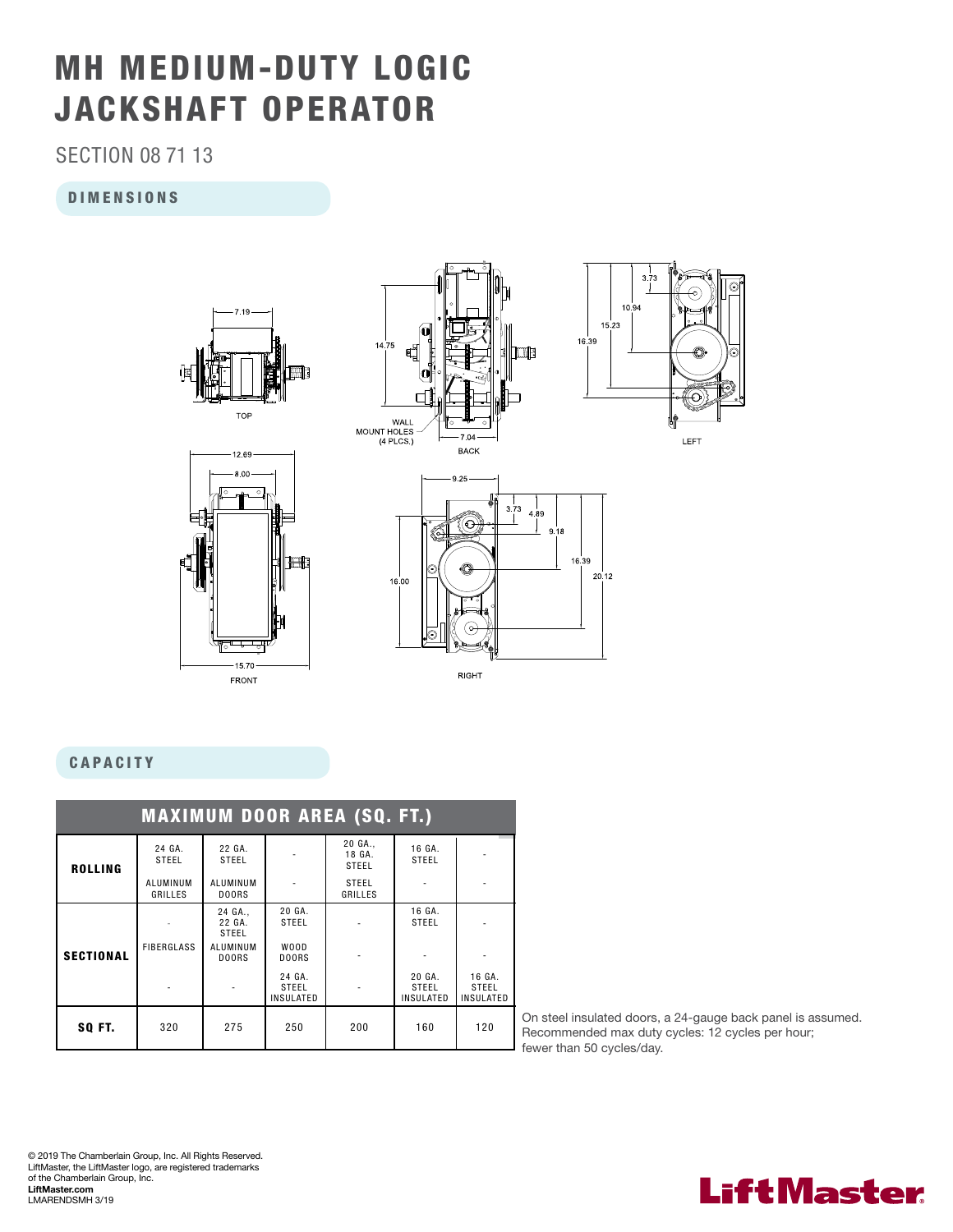# MH MEDIUM-DUTY LOGIC JACKSHAFT OPERATOR

SECTION 08 71 13

## DIMENSIONS

TOP
7.19

BACK
14.75
WALL MOUNT HOLES (4 PLCS.)
7.04

LEFT
3.73
10.94
15.23
16.39

FRONT
12.69
8.00
15.70

RIGHT
9.25
3.73
4.89
9.18
16.39
20.12
16.00

## CAPACITY

| MAXIMUM DOOR AREA (SQ. FT.) | | | | | | |
|---|---|---|---|---|---|---|
| ROLLING | 24 GA. STEEL | 22 GA. STEEL | - | 20 GA., 18 GA. STEEL | 16 GA. STEEL | - |
| | ALUMINUM GRILLES | ALUMINUM DOORS | - | STEEL GRILLES | - | - |
| SECTIONAL | - | 24 GA., 22 GA. STEEL | 20 GA. STEEL | - | 16 GA. STEEL | - |
| | FIBERGLASS | ALUMINUM DOORS | WOOD DOORS | - | - | - |
| | - | - | 24 GA. STEEL INSULATED | - | 20 GA. STEEL INSULATED | 16 GA. STEEL INSULATED |
| SQ FT. | 320 | 275 | 250 | 200 | 160 | 120 |

On steel insulated doors, a 24-gauge back panel is assumed. Recommended max duty cycles: 12 cycles per hour; fewer than 50 cycles/day.

© 2019 The Chamberlain Group, Inc. All Rights Reserved. LiftMaster, the LiftMaster logo, are registered trademarks of the Chamberlain Group, Inc.
**LiftMaster.com**
LMARENDSMH 3/19

LiftMaster®